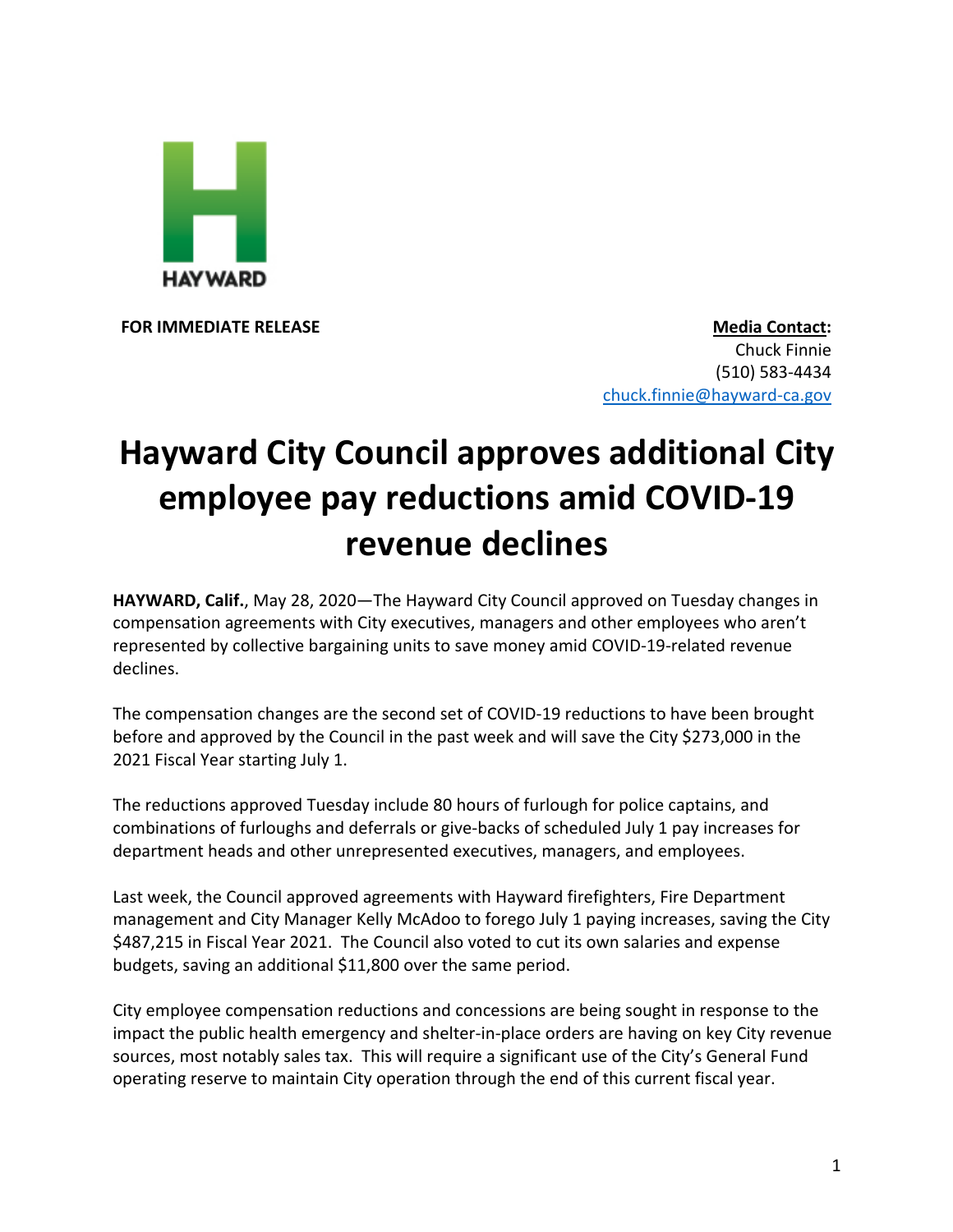HAYWARD

**FOR IMMEDIATE RELEASE**

**Media Contact:**
Chuck Finnie
(510) 583-4434
chuck.finnie@hayward-ca.gov

# Hayward City Council approves additional City employee pay reductions amid COVID-19 revenue declines

**HAYWARD, Calif.**, May 28, 2020—The Hayward City Council approved on Tuesday changes in compensation agreements with City executives, managers and other employees who aren't represented by collective bargaining units to save money amid COVID-19-related revenue declines.

The compensation changes are the second set of COVID-19 reductions to have been brought before and approved by the Council in the past week and will save the City $273,000 in the 2021 Fiscal Year starting July 1.

The reductions approved Tuesday include 80 hours of furlough for police captains, and combinations of furloughs and deferrals or give-backs of scheduled July 1 pay increases for department heads and other unrepresented executives, managers, and employees.

Last week, the Council approved agreements with Hayward firefighters, Fire Department management and City Manager Kelly McAdoo to forego July 1 paying increases, saving the City $487,215 in Fiscal Year 2021. The Council also voted to cut its own salaries and expense budgets, saving an additional $11,800 over the same period.

City employee compensation reductions and concessions are being sought in response to the impact the public health emergency and shelter-in-place orders are having on key City revenue sources, most notably sales tax. This will require a significant use of the City's General Fund operating reserve to maintain City operation through the end of this current fiscal year.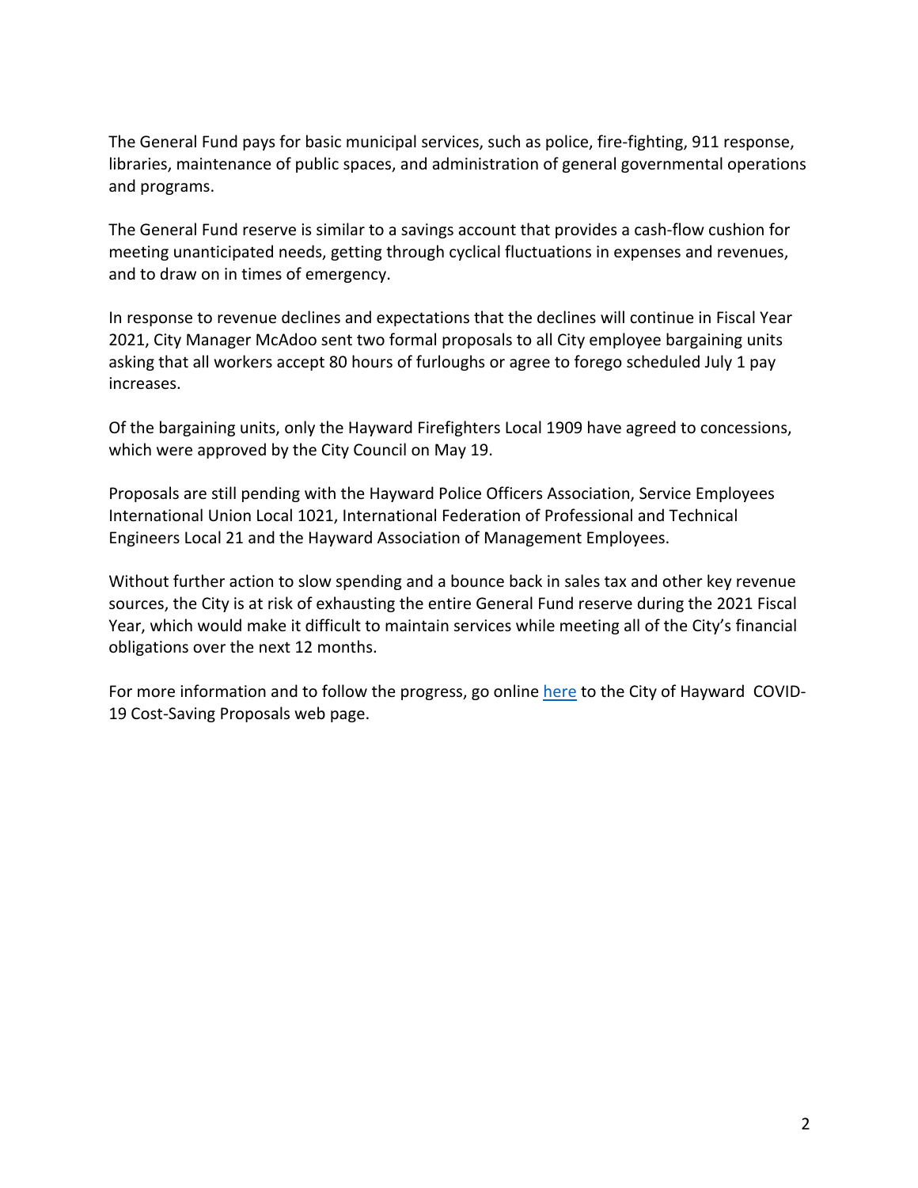The General Fund pays for basic municipal services, such as police, fire-fighting, 911 response, libraries, maintenance of public spaces, and administration of general governmental operations and programs.

The General Fund reserve is similar to a savings account that provides a cash-flow cushion for meeting unanticipated needs, getting through cyclical fluctuations in expenses and revenues, and to draw on in times of emergency.

In response to revenue declines and expectations that the declines will continue in Fiscal Year 2021, City Manager McAdoo sent two formal proposals to all City employee bargaining units asking that all workers accept 80 hours of furloughs or agree to forego scheduled July 1 pay increases.

Of the bargaining units, only the Hayward Firefighters Local 1909 have agreed to concessions, which were approved by the City Council on May 19.

Proposals are still pending with the Hayward Police Officers Association, Service Employees International Union Local 1021, International Federation of Professional and Technical Engineers Local 21 and the Hayward Association of Management Employees.

Without further action to slow spending and a bounce back in sales tax and other key revenue sources, the City is at risk of exhausting the entire General Fund reserve during the 2021 Fiscal Year, which would make it difficult to maintain services while meeting all of the City's financial obligations over the next 12 months.

For more information and to follow the progress, go online here to the City of Hayward COVID-19 Cost-Saving Proposals web page.